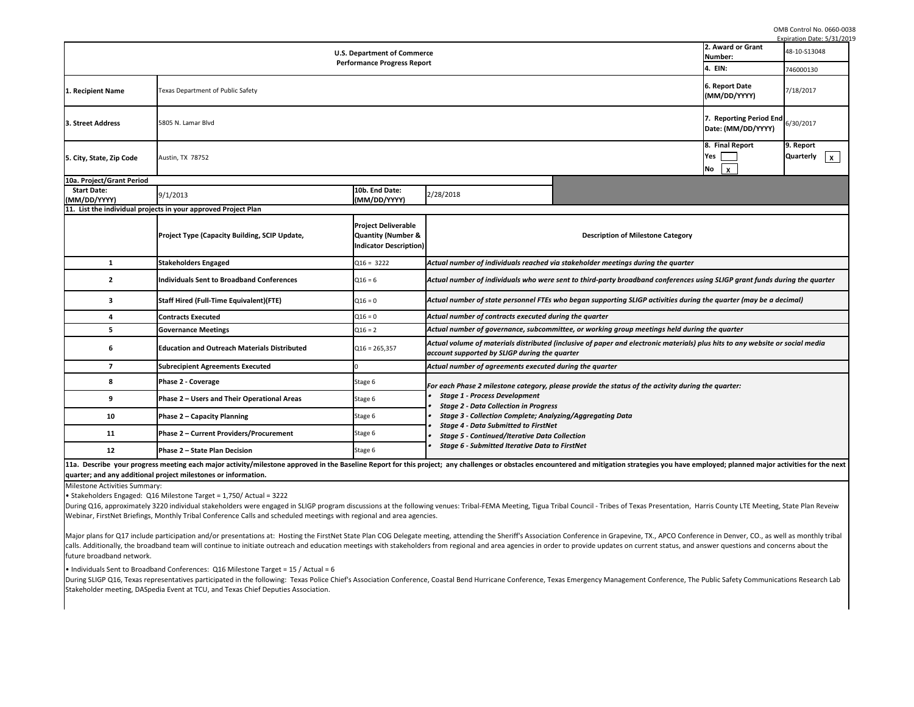OMB Control No. 0660-0038
Expiration Date: 5/31/2019

| U.S. Department of Commerce<br>Performance Progress Report | | 2. Award or Grant Number: | 48-10-S13048 |
|---|---|---|---|
| | | 4. EIN: | 746000130 |
| 1. Recipient Name | Texas Department of Public Safety | 6. Report Date (MM/DD/YYYY) | 7/18/2017 |
| 3. Street Address | 5805 N. Lamar Blvd | 7. Reporting Period End Date: (MM/DD/YYYY) | 6/30/2017 |
| 5. City, State, Zip Code | Austin, TX 78752 | 8. Final Report<br>Yes [ ]<br>No [x] | 9. Report<br>Quarterly [x] |

**10a. Project/Grant Period**

| Start Date: (MM/DD/YYYY) | 9/1/2013 | 10b. End Date: (MM/DD/YYYY) | 2/28/2018 |
|---|---|---|---|

**11. List the individual projects in your approved Project Plan**

| | Project Type (Capacity Building, SCIP Update, | Project Deliverable Quantity (Number & Indicator Description) | Description of Milestone Category |
|---|---|---|---|
| 1 | Stakeholders Engaged | Q16 = 3222 | *Actual number of individuals reached via stakeholder meetings during the quarter* |
| 2 | Individuals Sent to Broadband Conferences | Q16 = 6 | *Actual number of individuals who were sent to third-party broadband conferences using SLIGP grant funds during the quarter* |
| 3 | Staff Hired (Full-Time Equivalent)(FTE) | Q16 = 0 | *Actual number of state personnel FTEs who began supporting SLIGP activities during the quarter (may be a decimal)* |
| 4 | Contracts Executed | Q16 = 0 | *Actual number of contracts executed during the quarter* |
| 5 | Governance Meetings | Q16 = 2 | *Actual number of governance, subcommittee, or working group meetings held during the quarter* |
| 6 | Education and Outreach Materials Distributed | Q16 = 265,357 | *Actual volume of materials distributed (inclusive of paper and electronic materials) plus hits to any website or social media account supported by SLIGP during the quarter* |
| 7 | Subrecipient Agreements Executed | 0 | *Actual number of agreements executed during the quarter* |
| 8 | Phase 2 - Coverage | Stage 6 | *For each Phase 2 milestone category, please provide the status of the activity during the quarter:*<br>• *Stage 1 - Process Development*<br>• *Stage 2 - Data Collection in Progress*<br>• *Stage 3 - Collection Complete; Analyzing/Aggregating Data*<br>• *Stage 4 - Data Submitted to FirstNet*<br>• *Stage 5 - Continued/Iterative Data Collection*<br>• *Stage 6 - Submitted Iterative Data to FirstNet* |
| 9 | Phase 2 – Users and Their Operational Areas | Stage 6 | |
| 10 | Phase 2 – Capacity Planning | Stage 6 | |
| 11 | Phase 2 – Current Providers/Procurement | Stage 6 | |
| 12 | Phase 2 – State Plan Decision | Stage 6 | |

**11a. Describe your progress meeting each major activity/milestone approved in the Baseline Report for this project; any challenges or obstacles encountered and mitigation strategies you have employed; planned major activities for the next quarter; and any additional project milestones or information.**

Milestone Activities Summary:

• Stakeholders Engaged: Q16 Milestone Target = 1,750/ Actual = 3222

During Q16, approximately 3220 individual stakeholders were engaged in SLIGP program discussions at the following venues: Tribal-FEMA Meeting, Tigua Tribal Council - Tribes of Texas Presentation, Harris County LTE Meeting, State Plan Reveiw Webinar, FirstNet Briefings, Monthly Tribal Conference Calls and scheduled meetings with regional and area agencies.

Major plans for Q17 include participation and/or presentations at: Hosting the FirstNet State Plan COG Delegate meeting, attending the Sheriff's Association Conference in Grapevine, TX., APCO Conference in Denver, CO., as well as monthly tribal calls. Additionally, the broadband team will continue to initiate outreach and education meetings with stakeholders from regional and area agencies in order to provide updates on current status, and answer questions and concerns about the future broadband network.

• Individuals Sent to Broadband Conferences: Q16 Milestone Target = 15 / Actual = 6

During SLIGP Q16, Texas representatives participated in the following: Texas Police Chief's Association Conference, Coastal Bend Hurricane Conference, Texas Emergency Management Conference, The Public Safety Communications Research Lab Stakeholder meeting, DASpedia Event at TCU, and Texas Chief Deputies Association.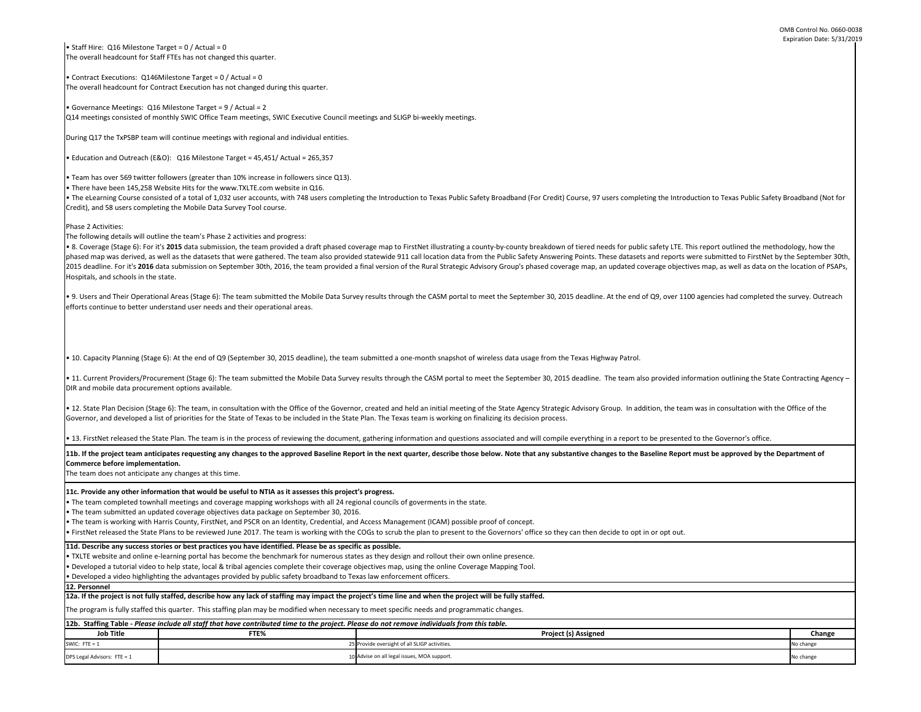• Staff Hire: Q16 Milestone Target = 0 / Actual = 0
The overall headcount for Staff FTEs has not changed this quarter.

• Contract Executions: Q146Milestone Target = 0 / Actual = 0
The overall headcount for Contract Execution has not changed during this quarter.

• Governance Meetings: Q16 Milestone Target = 9 / Actual = 2
Q14 meetings consisted of monthly SWIC Office Team meetings, SWIC Executive Council meetings and SLIGP bi-weekly meetings.

During Q17 the TxPSBP team will continue meetings with regional and individual entities.

• Education and Outreach (E&O): Q16 Milestone Target = 45,451/ Actual = 265,357

• Team has over 569 twitter followers (greater than 10% increase in followers since Q13).
• There have been 145,258 Website Hits for the www.TXLTE.com website in Q16.
• The eLearning Course consisted of a total of 1,032 user accounts, with 748 users completing the Introduction to Texas Public Safety Broadband (For Credit) Course, 97 users completing the Introduction to Texas Public Safety Broadband (Not for Credit), and 58 users completing the Mobile Data Survey Tool course.

Phase 2 Activities:
The following details will outline the team's Phase 2 activities and progress:
• 8. Coverage (Stage 6): For it's **2015** data submission, the team provided a draft phased coverage map to FirstNet illustrating a county-by-county breakdown of tiered needs for public safety LTE. This report outlined the methodology, how the phased map was derived, as well as the datasets that were gathered. The team also provided statewide 911 call location data from the Public Safety Answering Points. These datasets and reports were submitted to FirstNet by the September 30th, 2015 deadline. For it's **2016** data submission on September 30th, 2016, the team provided a final version of the Rural Strategic Advisory Group's phased coverage map, an updated coverage objectives map, as well as data on the location of PSAPs, Hospitals, and schools in the state.

• 9. Users and Their Operational Areas (Stage 6): The team submitted the Mobile Data Survey results through the CASM portal to meet the September 30, 2015 deadline. At the end of Q9, over 1100 agencies had completed the survey. Outreach efforts continue to better understand user needs and their operational areas.

• 10. Capacity Planning (Stage 6): At the end of Q9 (September 30, 2015 deadline), the team submitted a one-month snapshot of wireless data usage from the Texas Highway Patrol.

• 11. Current Providers/Procurement (Stage 6): The team submitted the Mobile Data Survey results through the CASM portal to meet the September 30, 2015 deadline. The team also provided information outlining the State Contracting Agency – DIR and mobile data procurement options available.

• 12. State Plan Decision (Stage 6): The team, in consultation with the Office of the Governor, created and held an initial meeting of the State Agency Strategic Advisory Group. In addition, the team was in consultation with the Office of the Governor, and developed a list of priorities for the State of Texas to be included in the State Plan. The Texas team is working on finalizing its decision process.

• 13. FirstNet released the State Plan. The team is in the process of reviewing the document, gathering information and questions associated and will compile everything in a report to be presented to the Governor's office.

**11b. If the project team anticipates requesting any changes to the approved Baseline Report in the next quarter, describe those below. Note that any substantive changes to the Baseline Report must be approved by the Department of Commerce before implementation.**
The team does not anticipate any changes at this time.

**11c. Provide any other information that would be useful to NTIA as it assesses this project's progress.**
• The team completed townhall meetings and coverage mapping workshops with all 24 regional councils of goverments in the state.
• The team submitted an updated coverage objectives data package on September 30, 2016.
• The team is working with Harris County, FirstNet, and PSCR on an Identity, Credential, and Access Management (ICAM) possible proof of concept.
• FirstNet released the State Plans to be reviewed June 2017. The team is working with the COGs to scrub the plan to present to the Governors' office so they can then decide to opt in or opt out.

**11d. Describe any success stories or best practices you have identified. Please be as specific as possible.**
• TXLTE website and online e-learning portal has become the benchmark for numerous states as they design and rollout their own online presence.
• Developed a tutorial video to help state, local & tribal agencies complete their coverage objectives map, using the online Coverage Mapping Tool.
• Developed a video highlighting the advantages provided by public safety broadband to Texas law enforcement officers.

**12. Personnel**

**12a. If the project is not fully staffed, describe how any lack of staffing may impact the project's time line and when the project will be fully staffed.**
The program is fully staffed this quarter. This staffing plan may be modified when necessary to meet specific needs and programmatic changes.

**12b. Staffing Table** - *Please include all staff that have contributed time to the project. Please do not remove individuals from this table.*

| Job Title | FTE% | Project (s) Assigned | Change |
|---|---|---|---|
| SWIC: FTE = 1 | 25 | Provide oversight of all SLIGP activities. | No change |
| DPS Legal Advisors: FTE = 1 | 10 | Advise on all legal issues, MOA support. | No change |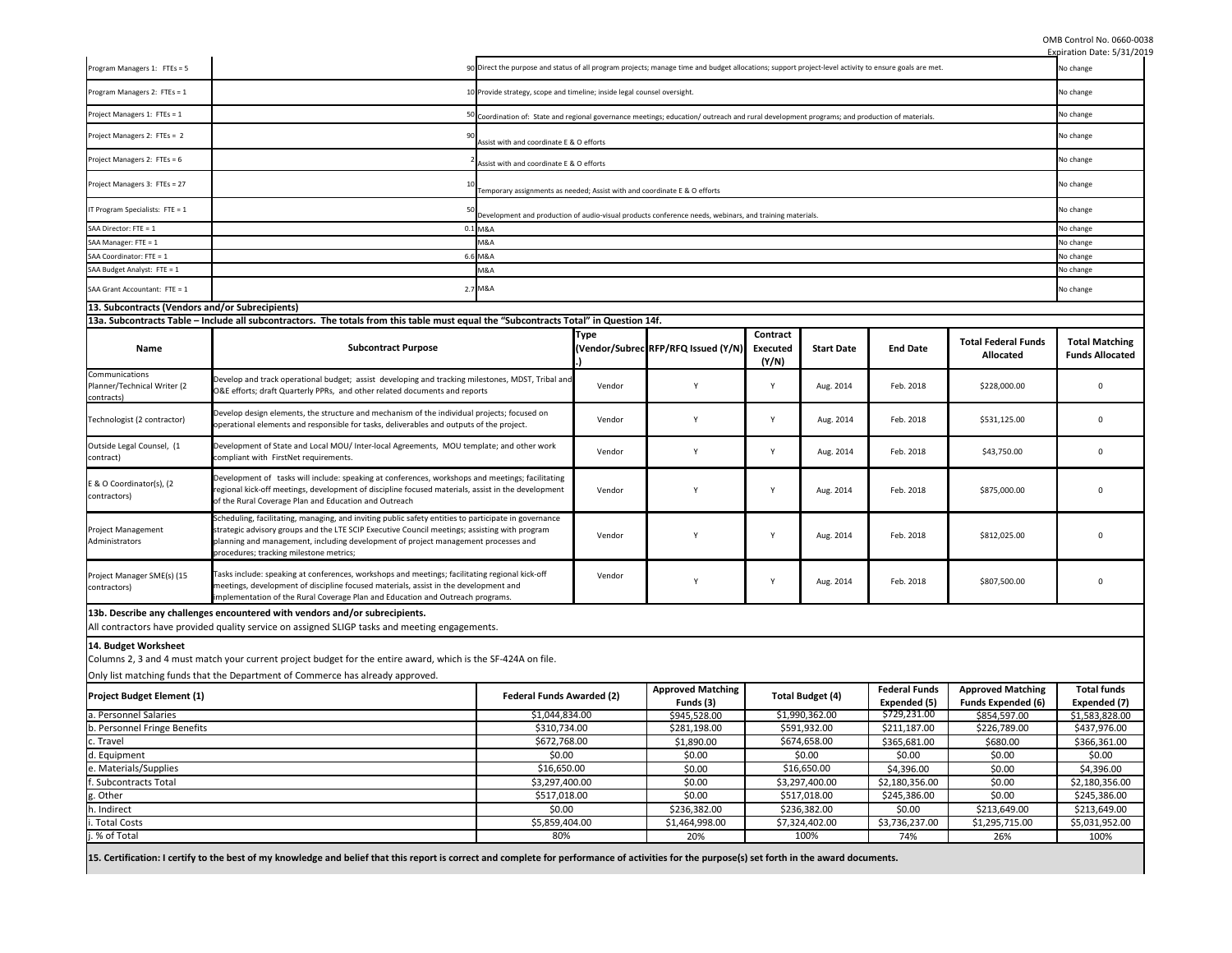OMB Control No. 0660-0038
Expiration Date: 5/31/2019

| | | | |
|---|---|---|---|
| Program Managers 1: FTEs = 5 | 90 | Direct the purpose and status of all program projects; manage time and budget allocations; support project-level activity to ensure goals are met. | No change |
| Program Managers 2: FTEs = 1 | 10 | Provide strategy, scope and timeline; inside legal counsel oversight. | No change |
| Project Managers 1: FTEs = 1 | 50 | Coordination of: State and regional governance meetings; education/ outreach and rural development programs; and production of materials. | No change |
| Project Managers 2: FTEs = 2 | 90 | Assist with and coordinate E & O efforts | No change |
| Project Managers 2: FTEs = 6 | 2 | Assist with and coordinate E & O efforts | No change |
| Project Managers 3: FTEs = 27 | 10 | Temporary assignments as needed; Assist with and coordinate E & O efforts | No change |
| IT Program Specialists: FTE = 1 | 50 | Development and production of audio-visual products conference needs, webinars, and training materials. | No change |
| SAA Director: FTE = 1 | 0.1 | M&A | No change |
| SAA Manager: FTE = 1 | | M&A | No change |
| SAA Coordinator: FTE = 1 | 6.6 | M&A | No change |
| SAA Budget Analyst: FTE = 1 | | M&A | No change |
| SAA Grant Accountant: FTE = 1 | 2.7 | M&A | No change |

**13. Subcontracts (Vendors and/or Subrecipients)**

**13a. Subcontracts Table – Include all subcontractors. The totals from this table must equal the "Subcontracts Total" in Question 14f.**

| Name | Subcontract Purpose | Type (Vendor/Subrec.) | RFP/RFQ Issued (Y/N) | Contract Executed (Y/N) | Start Date | End Date | Total Federal Funds Allocated | Total Matching Funds Allocated |
|---|---|---|---|---|---|---|---|---|
| Communications Planner/Technical Writer (2 contracts) | Develop and track operational budget; assist developing and tracking milestones, MDST, Tribal and O&E efforts; draft Quarterly PPRs, and other related documents and reports | Vendor | Y | Y | Aug. 2014 | Feb. 2018 | $228,000.00 | 0 |
| Technologist (2 contractor) | Develop design elements, the structure and mechanism of the individual projects; focused on operational elements and responsible for tasks, deliverables and outputs of the project. | Vendor | Y | Y | Aug. 2014 | Feb. 2018 | $531,125.00 | 0 |
| Outside Legal Counsel, (1 contract) | Development of State and Local MOU/ Inter-local Agreements, MOU template; and other work compliant with FirstNet requirements. | Vendor | Y | Y | Aug. 2014 | Feb. 2018 | $43,750.00 | 0 |
| E & O Coordinator(s), (2 contractors) | Development of tasks will include: speaking at conferences, workshops and meetings; facilitating regional kick-off meetings, development of discipline focused materials, assist in the development of the Rural Coverage Plan and Education and Outreach | Vendor | Y | Y | Aug. 2014 | Feb. 2018 | $875,000.00 | 0 |
| Project Management Administrators | Scheduling, facilitating, managing, and inviting public safety entities to participate in governance strategic advisory groups and the LTE SCIP Executive Council meetings; assisting with program planning and management, including development of project management processes and procedures; tracking milestone metrics; | Vendor | Y | Y | Aug. 2014 | Feb. 2018 | $812,025.00 | 0 |
| Project Manager SME(s) (15 contractors) | Tasks include: speaking at conferences, workshops and meetings; facilitating regional kick-off meetings, development of discipline focused materials, assist in the development and implementation of the Rural Coverage Plan and Education and Outreach programs. | Vendor | Y | Y | Aug. 2014 | Feb. 2018 | $807,500.00 | 0 |

**13b. Describe any challenges encountered with vendors and/or subrecipients.**

All contractors have provided quality service on assigned SLIGP tasks and meeting engagements.

**14. Budget Worksheet**

Columns 2, 3 and 4 must match your current project budget for the entire award, which is the SF-424A on file.

Only list matching funds that the Department of Commerce has already approved.

| Project Budget Element (1) | Federal Funds Awarded (2) | Approved Matching Funds (3) | Total Budget (4) | Federal Funds Expended (5) | Approved Matching Funds Expended (6) | Total funds Expended (7) |
|---|---|---|---|---|---|---|
| a. Personnel Salaries | $1,044,834.00 | $945,528.00 | $1,990,362.00 | $729,231.00 | $854,597.00 | $1,583,828.00 |
| b. Personnel Fringe Benefits | $310,734.00 | $281,198.00 | $591,932.00 | $211,187.00 | $226,789.00 | $437,976.00 |
| c. Travel | $672,768.00 | $1,890.00 | $674,658.00 | $365,681.00 | $680.00 | $366,361.00 |
| d. Equipment | $0.00 | $0.00 | $0.00 | $0.00 | $0.00 | $0.00 |
| e. Materials/Supplies | $16,650.00 | $0.00 | $16,650.00 | $4,396.00 | $0.00 | $4,396.00 |
| f. Subcontracts Total | $3,297,400.00 | $0.00 | $3,297,400.00 | $2,180,356.00 | $0.00 | $2,180,356.00 |
| g. Other | $517,018.00 | $0.00 | $517,018.00 | $245,386.00 | $0.00 | $245,386.00 |
| h. Indirect | $0.00 | $236,382.00 | $236,382.00 | $0.00 | $213,649.00 | $213,649.00 |
| i. Total Costs | $5,859,404.00 | $1,464,998.00 | $7,324,402.00 | $3,736,237.00 | $1,295,715.00 | $5,031,952.00 |
| j. % of Total | 80% | 20% | 100% | 74% | 26% | 100% |

**15. Certification: I certify to the best of my knowledge and belief that this report is correct and complete for performance of activities for the purpose(s) set forth in the award documents.**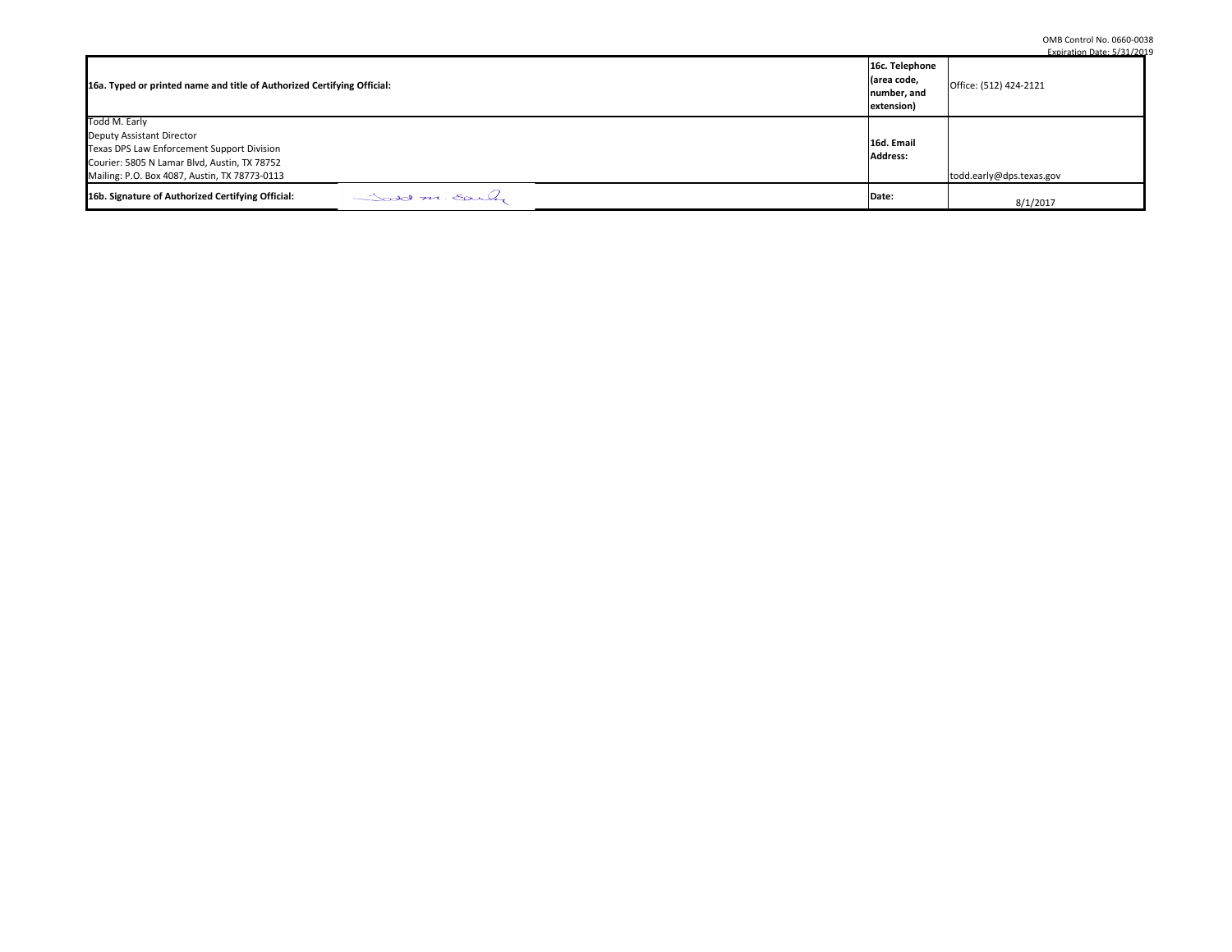OMB Control No. 0660-0038
Expiration Date: 5/31/2019

| | | | |
|---|---|---|---|
| **16a. Typed or printed name and title of Authorized Certifying Official:** | | **16c. Telephone (area code, number, and extension)** | Office: (512) 424-2121 |
| Todd M. Early<br>Deputy Assistant Director<br>Texas DPS Law Enforcement Support Division<br>Courier: 5805 N Lamar Blvd, Austin, TX 78752<br>Mailing: P.O. Box 4087, Austin, TX 78773-0113 | | **16d. Email Address:** | todd.early@dps.texas.gov |
| **16b. Signature of Authorized Certifying Official:** | Todd M. Early | **Date:** | 8/1/2017 |